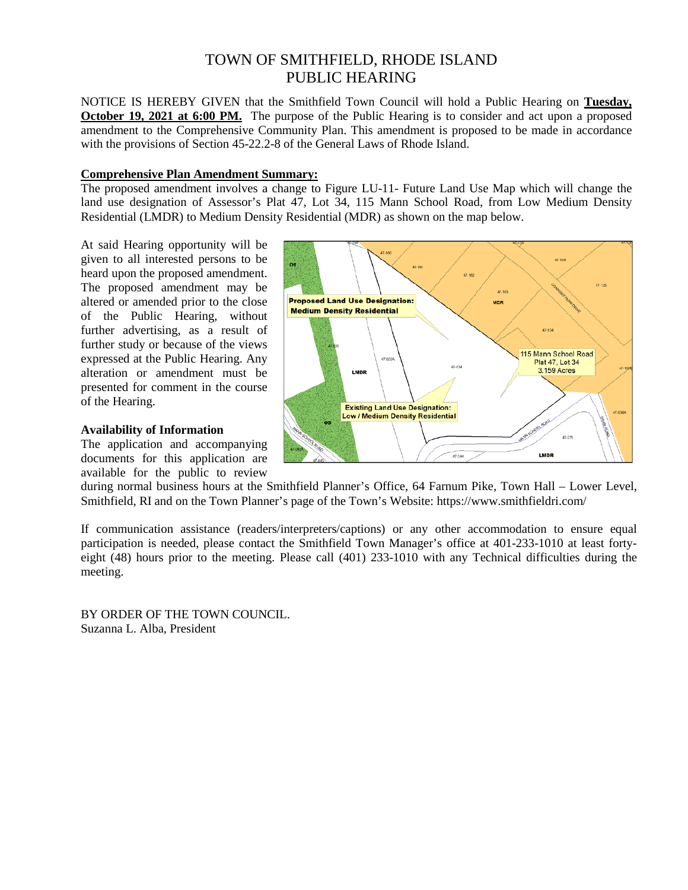# TOWN OF SMITHFIELD, RHODE ISLAND
# PUBLIC HEARING

NOTICE IS HEREBY GIVEN that the Smithfield Town Council will hold a Public Hearing on **Tuesday, October 19, 2021 at 6:00 PM.** The purpose of the Public Hearing is to consider and act upon a proposed amendment to the Comprehensive Community Plan. This amendment is proposed to be made in accordance with the provisions of Section 45-22.2-8 of the General Laws of Rhode Island.

**Comprehensive Plan Amendment Summary:**

The proposed amendment involves a change to Figure LU-11- Future Land Use Map which will change the land use designation of Assessor's Plat 47, Lot 34, 115 Mann School Road, from Low Medium Density Residential (LMDR) to Medium Density Residential (MDR) as shown on the map below.

At said Hearing opportunity will be given to all interested persons to be heard upon the proposed amendment. The proposed amendment may be altered or amended prior to the close of the Public Hearing, without further advertising, as a result of further study or because of the views expressed at the Public Hearing. Any alteration or amendment must be presented for comment in the course of the Hearing.

**Availability of Information**

The application and accompanying documents for this application are available for the public to review during normal business hours at the Smithfield Planner's Office, 64 Farnum Pike, Town Hall – Lower Level, Smithfield, RI and on the Town Planner's page of the Town's Website: https://www.smithfieldri.com/

If communication assistance (readers/interpreters/captions) or any other accommodation to ensure equal participation is needed, please contact the Smithfield Town Manager's office at 401-233-1010 at least forty-eight (48) hours prior to the meeting. Please call (401) 233-1010 with any Technical difficulties during the meeting.

BY ORDER OF THE TOWN COUNCIL.
Suzanna L. Alba, President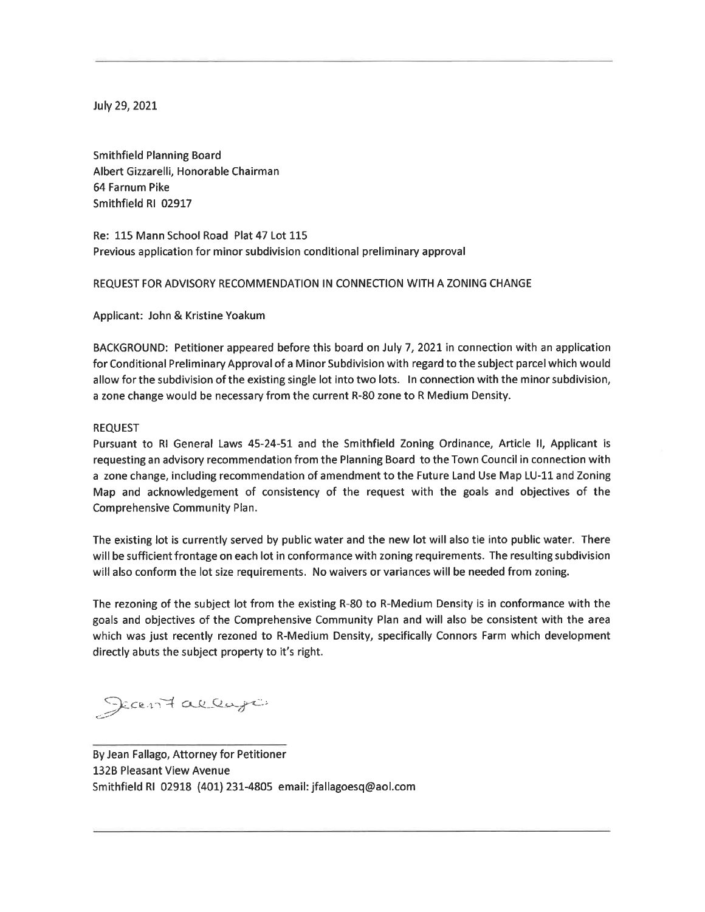July 29, 2021

Smithfield Planning Board
Albert Gizzarelli, Honorable Chairman
64 Farnum Pike
Smithfield RI 02917

Re: 115 Mann School Road Plat 47 Lot 115
Previous application for minor subdivision conditional preliminary approval

REQUEST FOR ADVISORY RECOMMENDATION IN CONNECTION WITH A ZONING CHANGE

Applicant: John & Kristine Yoakum

BACKGROUND: Petitioner appeared before this board on July 7, 2021 in connection with an application for Conditional Preliminary Approval of a Minor Subdivision with regard to the subject parcel which would allow for the subdivision of the existing single lot into two lots. In connection with the minor subdivision, a zone change would be necessary from the current R-80 zone to R Medium Density.

REQUEST

Pursuant to RI General Laws 45-24-51 and the Smithfield Zoning Ordinance, Article II, Applicant is requesting an advisory recommendation from the Planning Board to the Town Council in connection with a zone change, including recommendation of amendment to the Future Land Use Map LU-11 and Zoning Map and acknowledgement of consistency of the request with the goals and objectives of the Comprehensive Community Plan.

The existing lot is currently served by public water and the new lot will also tie into public water. There will be sufficient frontage on each lot in conformance with zoning requirements. The resulting subdivision will also conform the lot size requirements. No waivers or variances will be needed from zoning.

The rezoning of the subject lot from the existing R-80 to R-Medium Density is in conformance with the goals and objectives of the Comprehensive Community Plan and will also be consistent with the area which was just recently rezoned to R-Medium Density, specifically Connors Farm which development directly abuts the subject property to it's right.

Jean Fallago

By Jean Fallago, Attorney for Petitioner
132B Pleasant View Avenue
Smithfield RI 02918 (401) 231-4805 email: jfallagoesq@aol.com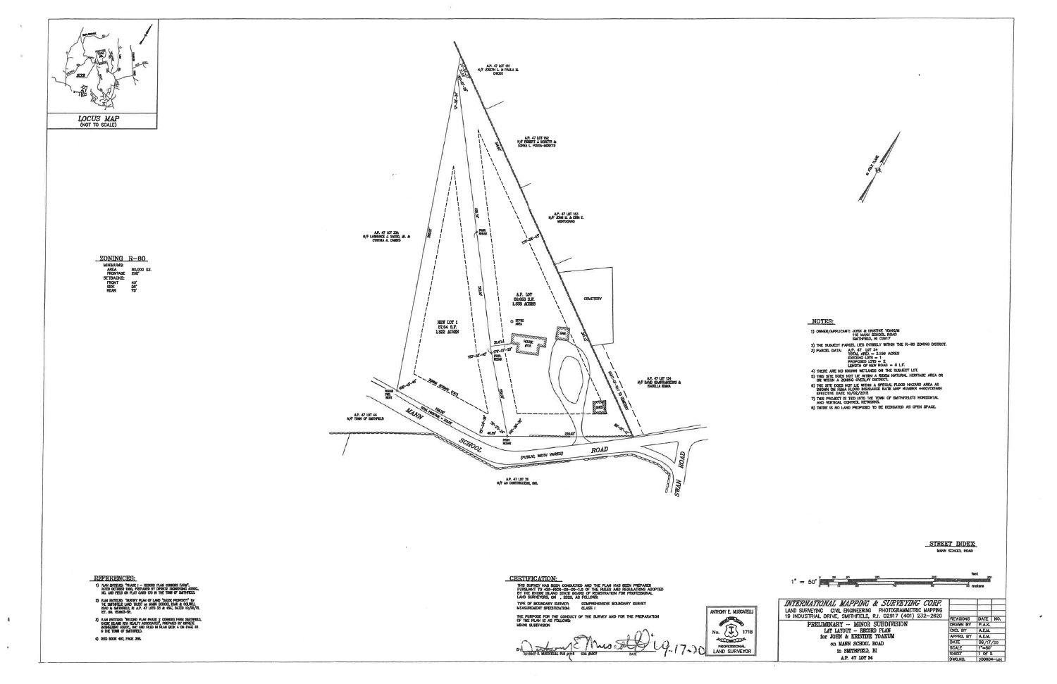**LOCUS MAP**
(NOT TO SCALE)

## ZONING R-80

MINIMUMS:

| | |
|---|---|
| AREA | 80,000 S.F. |
| FRONTAGE | 200' |
| SETBACKS: | |
| FRONT | 40' |
| SIDE | 25' |
| REAR | 75' |

A.P. 47 LOT 181
N/F JOSEPH L. & PAULA M. DIOGO

A.P. 47 LOT 182
N/F ROBERT J. MORETTI & LORNA L. POSSA-MORETTI

A.P. 47 LOT 183
N/F JOHN M. & ERIN E. MONTAGANO

A.P. 47 LOT 33A
N/F LAWRENCE J. SACCO, JR. & CYNTHIA A. CAMBIO

A.P. LOT
80,053 S.F.
1.838 ACRES

NEW LOT 1
57,514 S.F.
1.322 ACRES

CEMETERY

A.P. 47 LOT 124
N/F DAVID GIANFRANCESCO & ISABELLA ROMAN

A.P. 47 LOT 44
N/F TOWN OF SMITHFIELD

MANN SCHOOL ROAD
(PUBLIC, WIDTH VARIES)

A.P. 47 LOT 78
N/F AG CONSTRUCTION, INC.

SWAN ROAD

## NOTES:

1) OWNER/APPLICANT: JOHN & KRISTINE YOAKUM
112 MANN SCHOOL ROAD
SMITHFIELD, RI 02917
2) THE SUBJECT PARCEL LIES ENTIRELY WITHIN THE R-80 ZONING DISTRICT.
3) PARCEL DATA: A.P. 47 LOT 34
TOTAL AREA = 3.159 ACRES
EXISTING LOTS = 1
PROPOSED LOTS = 2
LENGTH OF NEW ROAD = 0 L.F.
4) THERE ARE NO KNOWN WETLANDS ON THE SUBJECT LOT.
5) THIS SITE DOES NOT LIE WITHIN A RIDEM NATURAL HERITAGE AREA OR OR WITHIN A ZONING OVERLAY DISTRICT.
6) THE SITE DOES NOT LIE WITHIN A SPECIAL FLOOD HAZARD AREA AS SHOWN ON FEMA FLOOD INSURANCE RATE MAP NUMBER 44007C0148H EFFECTIVE DATE 10/02/2015
7) THIS PROJECT IS TIED INTO THE TOWN OF SMITHFIELD'S HORIZONTAL AND VERTICAL CONTROL NETWORKS.
8) THERE IS NO LAND PROPOSED TO BE DEDICATED AS OPEN SPACE.

## STREET INDEX

MANN SCHOOL ROAD

## REFERENCES:

1) PLAN ENTITLED "PHASE I - RECORD PLAN CONNORS FARM" DATED OCTOBER 1990, PREPARED BY DIPRETE ENGINEERING ASSOC., INC. AND FILED ON PLAT CARD 170 IN THE TOWN OF SMITHFIELD.
2) PLAN ENTITLED "SURVEY PLAN OF LAND "BASK PROPERTY" for THE SMITHFIELD LAND TRUST on MANN SCHOOL ROAD & COLWELL ROAD in SMITHFIELD, RI A.P. 47 LOTS 33 & 45A, DATED 10/28/15, REF. NO. 150803-SP.
3) PLAN ENTITLED "RECORD PLAN PHASE 2 CONNORS FARM SMITHFIELD, RHODE ISLAND RFA REALTY ASSOCIATES", PREPARED BY DIPRETE ENGINEERING ASSOC. INC AND FILED IN PLAN BOOK 4 ON PAGE 53 & THE TOWN OF SMITHFIELD.
4) DEED BOOK 407, PAGE 309.

## CERTIFICATION:

THIS SURVEY HAS BEEN CONDUCTED AND THE PLAN HAS BEEN PREPARED PURSUANT TO 435-RICR-00-00-1.9 OF THE RULES AND REGULATIONS ADOPTED BY THE RHODE ISLAND STATE BOARD OF REGISTRATION FOR PROFESSIONAL LAND SURVEYORS, ON , 2020, AS FOLLOWS:

TYPE OF BOUNDARY SURVEY: COMPREHENSIVE BOUNDARY SURVEY
MEASUREMENT SPECIFICATION: CLASS I

THE PURPOSE FOR THE CONDUCT OF THE SURVEY AND FOR THE PREPARATION OF THE PLAN IS AS FOLLOWS:
MINOR SUBDIVISION

BY: ANTHONY E. MUSCATELLI PLS #1718 COA #A007 DATE 9.17.20

ANTHONY E. MUSCATELLI
No. 1718
PROFESSIONAL LAND SURVEYOR

1" = 50'

**INTERNATIONAL MAPPING & SURVEYING CORP.**
LAND SURVEYING CIVIL ENGINEERING PHOTOGRAMMETRIC MAPPING
19 INDUSTRIAL DRIVE, SMITHFIELD, R.I. 02917 (401) 232-2620

PRELIMINARY - MINOR SUBDIVISION
LOT LAYOUT - RECORD PLAN
for JOHN & KRISTINE YOAKUM
on MANN SCHOOL ROAD
in SMITHFIELD, RI
A.P. 47 LOT 34

| REVISIONS | DATE | NO. |
|---|---|---|
| DRAWN BY | P.A.K. | |
| CKD. BY | A.E.M. | |
| APPRD. BY | A.E.M. | |
| DATE | 08/17/20 | |
| SCALE | 1"=50' | |
| SHEET | 1 OF 2 | |
| DWG.NO. | 200804-lot | |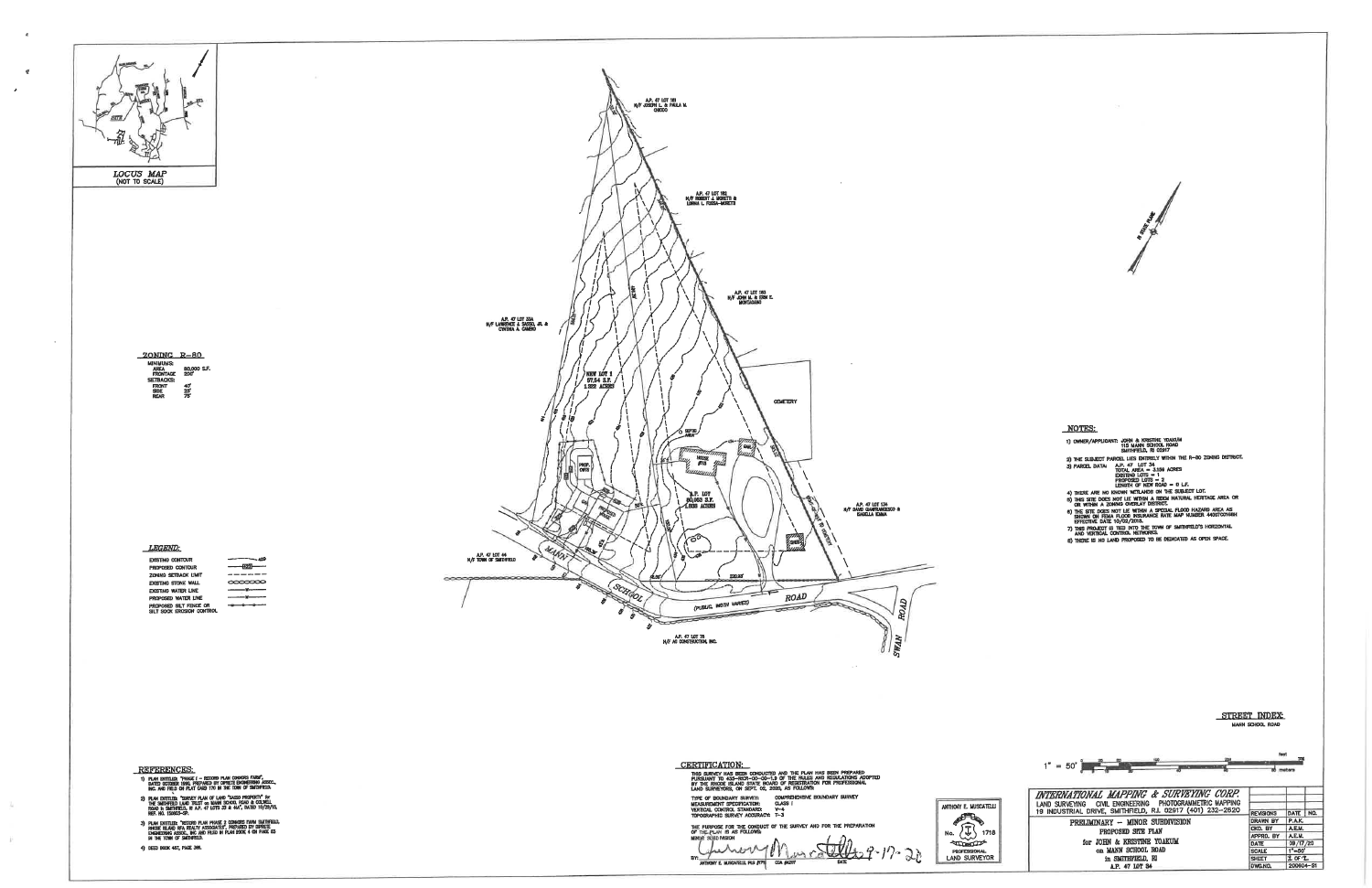## LOCUS MAP
(NOT TO SCALE)

## ZONING R-80

MINIMUMS:
AREA 80,000 S.F.
FRONTAGE 200'
SETBACKS:
FRONT 40'
SIDE 25'
REAR 75'

## LEGEND:

- EXISTING CONTOUR
- PROPOSED CONTOUR
- ZONING SETBACK LIMIT
- EXISTING STONE WALL
- EXISTING WATER LINE
- PROPOSED WATER LINE
- PROPOSED SILT FENCE OR SILT SOCK EROSION CONTROL

A.P. 47 LOT 181
N/F JOSEPH L. & PAULA M. CHOCO

A.P. 47 LOT 182
N/F ROBERT J. MORETTI & LEANNA L. FUSSA-MORETTI

A.P. 47 LOT 183
N/F JOHN M. & ERIN E. MONTANARO

A.P. 47 LOT 33A
N/F LAWRENCE J. SASSO, JR. & CYNTHIA A. CAMERO

NEW LOT 1
87,54 S.F.
1.992 ACRES

CEMETERY

A.P. LOT
80,063 S.F.
1.838 ACRES

A.P. 47 LOT 134
N/F DAVID GIAMPANGELICO & DANIELLA IOANA

A.P. 47 LOT 44
N/F TOWN OF SMITHFIELD

MANN SCHOOL (PUBLIC WIDTH VARIES) ROAD

SWAN ROAD

A.P. 47 LOT 78
N/F AS CONSTRUCTION, INC.

## NOTES:

1) OWNER/APPLICANT: JOHN & KRISTINE YOAKUM
115 MANN SCHOOL ROAD
SMITHFIELD, RI 02917
2) THE SUBJECT PARCEL LIES ENTIRELY WITHIN THE R-80 ZONING DISTRICT.
3) PARCEL DATA: A.P. 47 LOT 34
TOTAL AREA = 3.830 ACRES
EXISTING LOTS = 1
PROPOSED LOTS = 2
LENGTH OF NEW ROAD = 0 L.F.
4) THERE ARE NO KNOWN WETLANDS ON THE SUBJECT LOT.
5) THIS SITE DOES NOT LIE WITHIN A RIDEM NATURAL HERITAGE AREA OR OR WITHIN A ZONING OVERLAY DISTRICT.
6) THE SITE DOES NOT LIE WITHIN A SPECIAL FLOOD HAZARD AREA AS SHOWN ON FEMA FLOOD INSURANCE RATE MAP NUMBER 44007C0166H EFFECTIVE DATE 10/02/2015.
7) THIS PROJECT IS TIED INTO THE TOWN OF SMITHFIELD'S HORIZONTAL AND VERTICAL CONTROL NETWORKS.
8) THERE IS NO LAND PROPOSED TO BE DEDICATED AS OPEN SPACE.

## STREET INDEX:

MANN SCHOOL ROAD

## REFERENCES:

1) PLAN ENTITLED: "PHASE I – RECORD PLAN CONNORS FARM", DATED OCTOBER 1995, PREPARED BY DIPRETE ENGINEERING ASSOC., INC. AND FILED IN PLAT CARD 170 IN THE TOWN OF SMITHFIELD.
2) PLAN ENTITLED: "SURVEY PLAN OF LAND "SASSO PROPERTY" BY THE SMITHFIELD LAND TRUST on MANN SCHOOL ROAD & COLWELL ROAD in SMITHFIELD, RI A.P. 47 LOTS 33 & 44A", DATED 10/29/13, REF. NO. 130803-CP.
3) PLAN ENTITLED: "RECORD PLAN PHASE 2 CONNORS FARM SMITHFIELD, RHODE ISLAND NFA REALTY ASSOCIATES", PREPARED BY DIPRETE ENGINEERING ASSOC., INC AND FILED IN PLAN BOOK 4 ON PAGE 63 IN THE TOWN OF SMITHFIELD.
4) DEED BOOK 457, PAGE 366.

## CERTIFICATION:

THIS SURVEY HAS BEEN CONDUCTED AND THE PLAN HAS BEEN PREPARED PURSUANT TO 435-RICR-00-00-1.3 OF THE RULES AND REGULATIONS ADOPTED BY THE RHODE ISLAND STATE BOARD OF REGISTRATION FOR PROFESSIONAL LAND SURVEYORS, ON SEPT. 02, 2020, AS FOLLOWS:

TYPE OF BOUNDARY SURVEY: COMPREHENSIVE BOUNDARY SURVEY
MEASUREMENT SPECIFICATION: CLASS I
VERTICAL CONTROL STANDARD: V-4
TOPOGRAPHIC SURVEY ACCURACY: T-3

THE PURPOSE FOR THE CONDUCT OF THE SURVEY AND FOR THE PREPARATION OF THE PLAN IS AS FOLLOWS:
MINOR SUBDIVISION

BY: ANTHONY E. MUSCATELLI, PLS #1718 COA #A297 DATE 9-17-20

ANTHONY E. MUSCATELLI
No. 1718
PROFESSIONAL LAND SURVEYOR

1" = 50'

*INTERNATIONAL MAPPING & SURVEYING CORP.*
LAND SURVEYING CIVIL ENGINEERING PHOTOGRAMMETRIC MAPPING
19 INDUSTRIAL DRIVE, SMITHFIELD, R.I. 02917 (401) 232-2620

PRELIMINARY – MINOR SUBDIVISION
PROPOSED SITE PLAN
for JOHN & KRISTINE YOAKUM
on MANN SCHOOL ROAD
in SMITHFIELD, RI
A.P. 47 LOT 34

| | |
|---|---|
| DRAWN BY | P.A.K. |
| CKD. BY | A.E.M. |
| APPRO. BY | A.E.M. |
| DATE | 09/17/20 |
| SCALE | 1"=50' |
| SHEET | 2 OF 2 |
| DWG.NO. | 200604-S1 |

| REVISIONS | DATE | NO. |
|---|---|---|